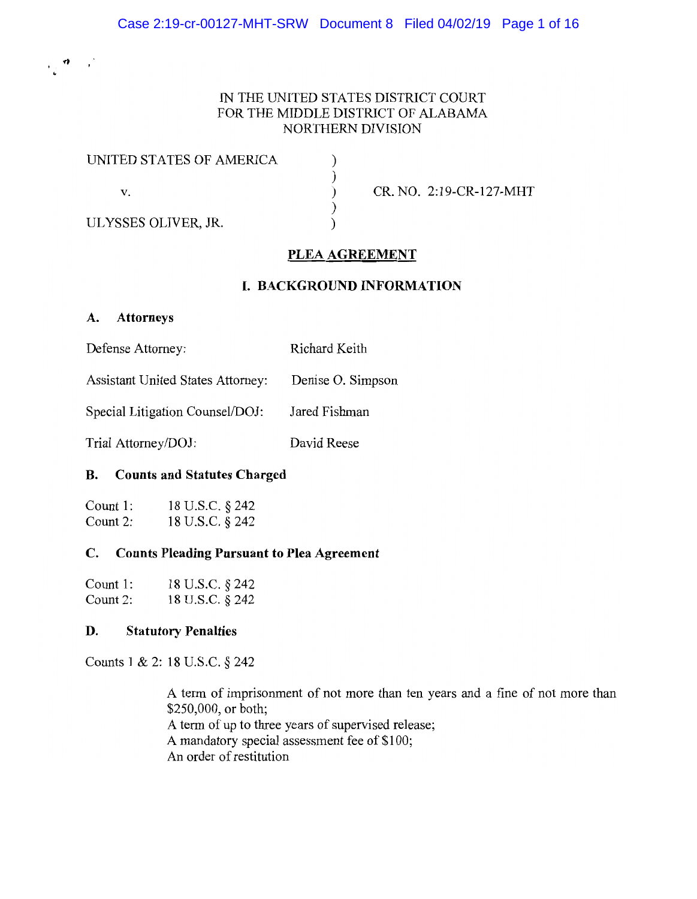IN THE UNITED STATES DISTRICT COURT
FOR THE MIDDLE DISTRICT OF ALABAMA
NORTHERN DIVISION

| | | |
|---|---|---|
| UNITED STATES OF AMERICA | ) | |
| | ) | |
| v. | ) | CR. NO. 2:19-CR-127-MHT |
| | ) | |
| ULYSSES OLIVER, JR. | ) | |

# PLEA AGREEMENT

## I. BACKGROUND INFORMATION

### A. Attorneys

| | |
|---|---|
| Defense Attorney: | Richard Keith |
| Assistant United States Attorney: | Denise O. Simpson |
| Special Litigation Counsel/DOJ: | Jared Fishman |
| Trial Attorney/DOJ: | David Reese |

### B. Counts and Statutes Charged

Count 1: 18 U.S.C. § 242
Count 2: 18 U.S.C. § 242

### C. Counts Pleading Pursuant to Plea Agreement

Count 1: 18 U.S.C. § 242
Count 2: 18 U.S.C. § 242

### D. Statutory Penalties

Counts 1 & 2: 18 U.S.C. § 242

A term of imprisonment of not more than ten years and a fine of not more than $250,000, or both;
A term of up to three years of supervised release;
A mandatory special assessment fee of $100;
An order of restitution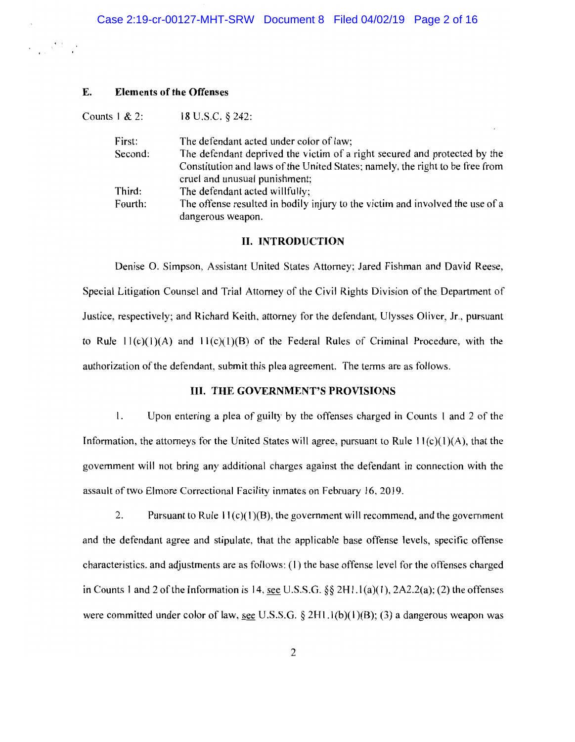### E. Elements of the Offenses

Counts 1 & 2: 18 U.S.C. § 242:

| | |
|---|---|
| First: | The defendant acted under color of law; |
| Second: | The defendant deprived the victim of a right secured and protected by the Constitution and laws of the United States; namely, the right to be free from cruel and unusual punishment; |
| Third: | The defendant acted willfully; |
| Fourth: | The offense resulted in bodily injury to the victim and involved the use of a dangerous weapon. |

## II. INTRODUCTION

Denise O. Simpson, Assistant United States Attorney; Jared Fishman and David Reese, Special Litigation Counsel and Trial Attorney of the Civil Rights Division of the Department of Justice, respectively; and Richard Keith, attorney for the defendant, Ulysses Oliver, Jr., pursuant to Rule 11(c)(1)(A) and 11(c)(1)(B) of the Federal Rules of Criminal Procedure, with the authorization of the defendant, submit this plea agreement. The terms are as follows.

## III. THE GOVERNMENT'S PROVISIONS

1. Upon entering a plea of guilty by the offenses charged in Counts 1 and 2 of the Information, the attorneys for the United States will agree, pursuant to Rule 11(c)(1)(A), that the government will not bring any additional charges against the defendant in connection with the assault of two Elmore Correctional Facility inmates on February 16, 2019.

2. Pursuant to Rule 11(c)(1)(B), the government will recommend, and the government and the defendant agree and stipulate, that the applicable base offense levels, specific offense characteristics, and adjustments are as follows: (1) the base offense level for the offenses charged in Counts 1 and 2 of the Information is 14, see U.S.S.G. §§ 2H1.1(a)(1), 2A2.2(a); (2) the offenses were committed under color of law, see U.S.S.G. § 2H1.1(b)(1)(B); (3) a dangerous weapon was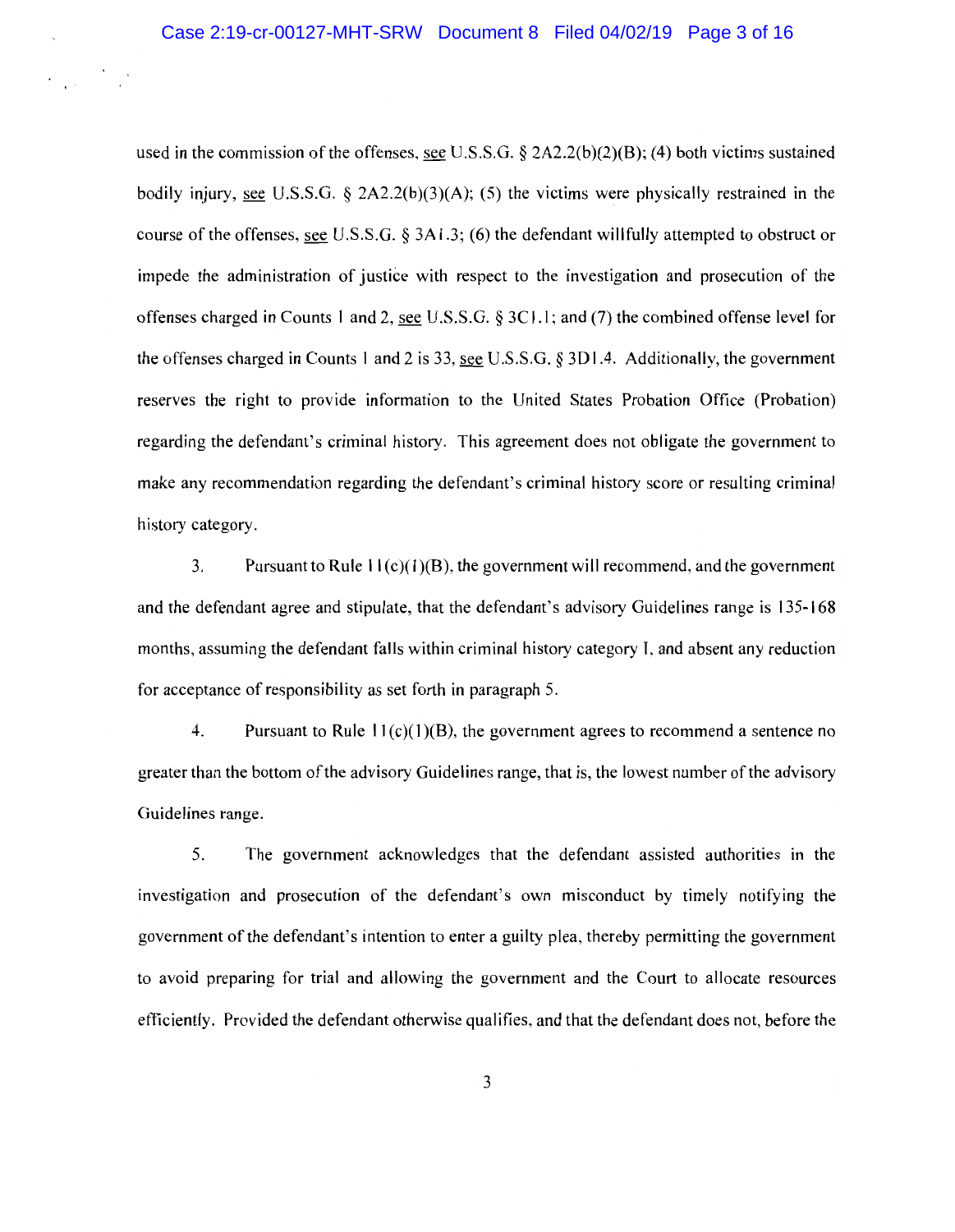used in the commission of the offenses, see U.S.S.G. § 2A2.2(b)(2)(B); (4) both victims sustained bodily injury, see U.S.S.G. § 2A2.2(b)(3)(A); (5) the victims were physically restrained in the course of the offenses, see U.S.S.G. § 3A1.3; (6) the defendant willfully attempted to obstruct or impede the administration of justice with respect to the investigation and prosecution of the offenses charged in Counts 1 and 2, see U.S.S.G. § 3C1.1; and (7) the combined offense level for the offenses charged in Counts 1 and 2 is 33, see U.S.S.G. § 3D1.4. Additionally, the government reserves the right to provide information to the United States Probation Office (Probation) regarding the defendant's criminal history. This agreement does not obligate the government to make any recommendation regarding the defendant's criminal history score or resulting criminal history category.

3. Pursuant to Rule 11(c)(1)(B), the government will recommend, and the government and the defendant agree and stipulate, that the defendant's advisory Guidelines range is 135-168 months, assuming the defendant falls within criminal history category I, and absent any reduction for acceptance of responsibility as set forth in paragraph 5.

4. Pursuant to Rule 11(c)(1)(B), the government agrees to recommend a sentence no greater than the bottom of the advisory Guidelines range, that is, the lowest number of the advisory Guidelines range.

5. The government acknowledges that the defendant assisted authorities in the investigation and prosecution of the defendant's own misconduct by timely notifying the government of the defendant's intention to enter a guilty plea, thereby permitting the government to avoid preparing for trial and allowing the government and the Court to allocate resources efficiently. Provided the defendant otherwise qualifies, and that the defendant does not, before the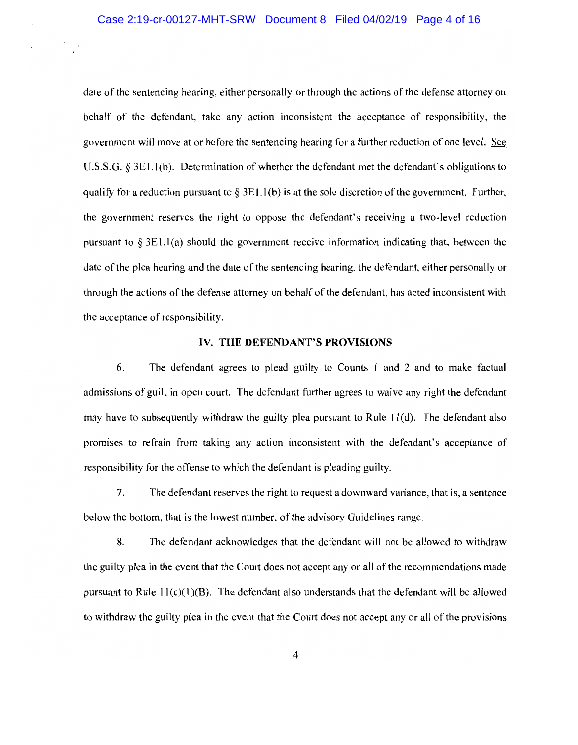date of the sentencing hearing, either personally or through the actions of the defense attorney on behalf of the defendant, take any action inconsistent the acceptance of responsibility, the government will move at or before the sentencing hearing for a further reduction of one level. See U.S.S.G. § 3E1.1(b). Determination of whether the defendant met the defendant's obligations to qualify for a reduction pursuant to § 3E1.1(b) is at the sole discretion of the government. Further, the government reserves the right to oppose the defendant's receiving a two-level reduction pursuant to § 3E1.1(a) should the government receive information indicating that, between the date of the plea hearing and the date of the sentencing hearing, the defendant, either personally or through the actions of the defense attorney on behalf of the defendant, has acted inconsistent with the acceptance of responsibility.

## IV. THE DEFENDANT'S PROVISIONS

6. The defendant agrees to plead guilty to Counts 1 and 2 and to make factual admissions of guilt in open court. The defendant further agrees to waive any right the defendant may have to subsequently withdraw the guilty plea pursuant to Rule 11(d). The defendant also promises to refrain from taking any action inconsistent with the defendant's acceptance of responsibility for the offense to which the defendant is pleading guilty.

7. The defendant reserves the right to request a downward variance, that is, a sentence below the bottom, that is the lowest number, of the advisory Guidelines range.

8. The defendant acknowledges that the defendant will not be allowed to withdraw the guilty plea in the event that the Court does not accept any or all of the recommendations made pursuant to Rule 11(c)(1)(B). The defendant also understands that the defendant will be allowed to withdraw the guilty plea in the event that the Court does not accept any or all of the provisions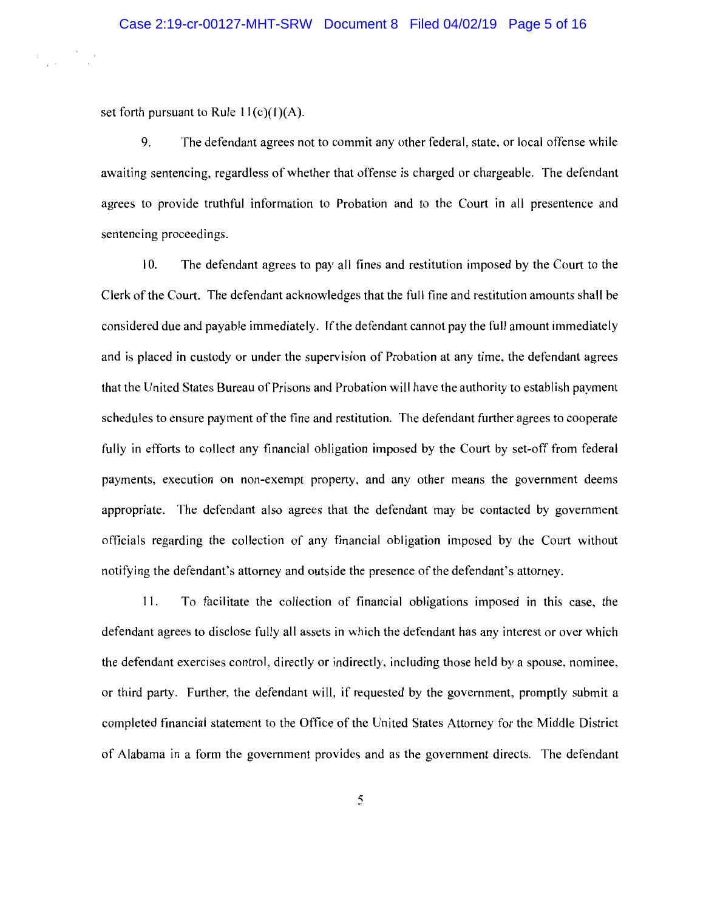set forth pursuant to Rule 11(c)(1)(A).

9. The defendant agrees not to commit any other federal, state, or local offense while awaiting sentencing, regardless of whether that offense is charged or chargeable. The defendant agrees to provide truthful information to Probation and to the Court in all presentence and sentencing proceedings.

10. The defendant agrees to pay all fines and restitution imposed by the Court to the Clerk of the Court. The defendant acknowledges that the full fine and restitution amounts shall be considered due and payable immediately. If the defendant cannot pay the full amount immediately and is placed in custody or under the supervision of Probation at any time, the defendant agrees that the United States Bureau of Prisons and Probation will have the authority to establish payment schedules to ensure payment of the fine and restitution. The defendant further agrees to cooperate fully in efforts to collect any financial obligation imposed by the Court by set-off from federal payments, execution on non-exempt property, and any other means the government deems appropriate. The defendant also agrees that the defendant may be contacted by government officials regarding the collection of any financial obligation imposed by the Court without notifying the defendant's attorney and outside the presence of the defendant's attorney.

11. To facilitate the collection of financial obligations imposed in this case, the defendant agrees to disclose fully all assets in which the defendant has any interest or over which the defendant exercises control, directly or indirectly, including those held by a spouse, nominee, or third party. Further, the defendant will, if requested by the government, promptly submit a completed financial statement to the Office of the United States Attorney for the Middle District of Alabama in a form the government provides and as the government directs. The defendant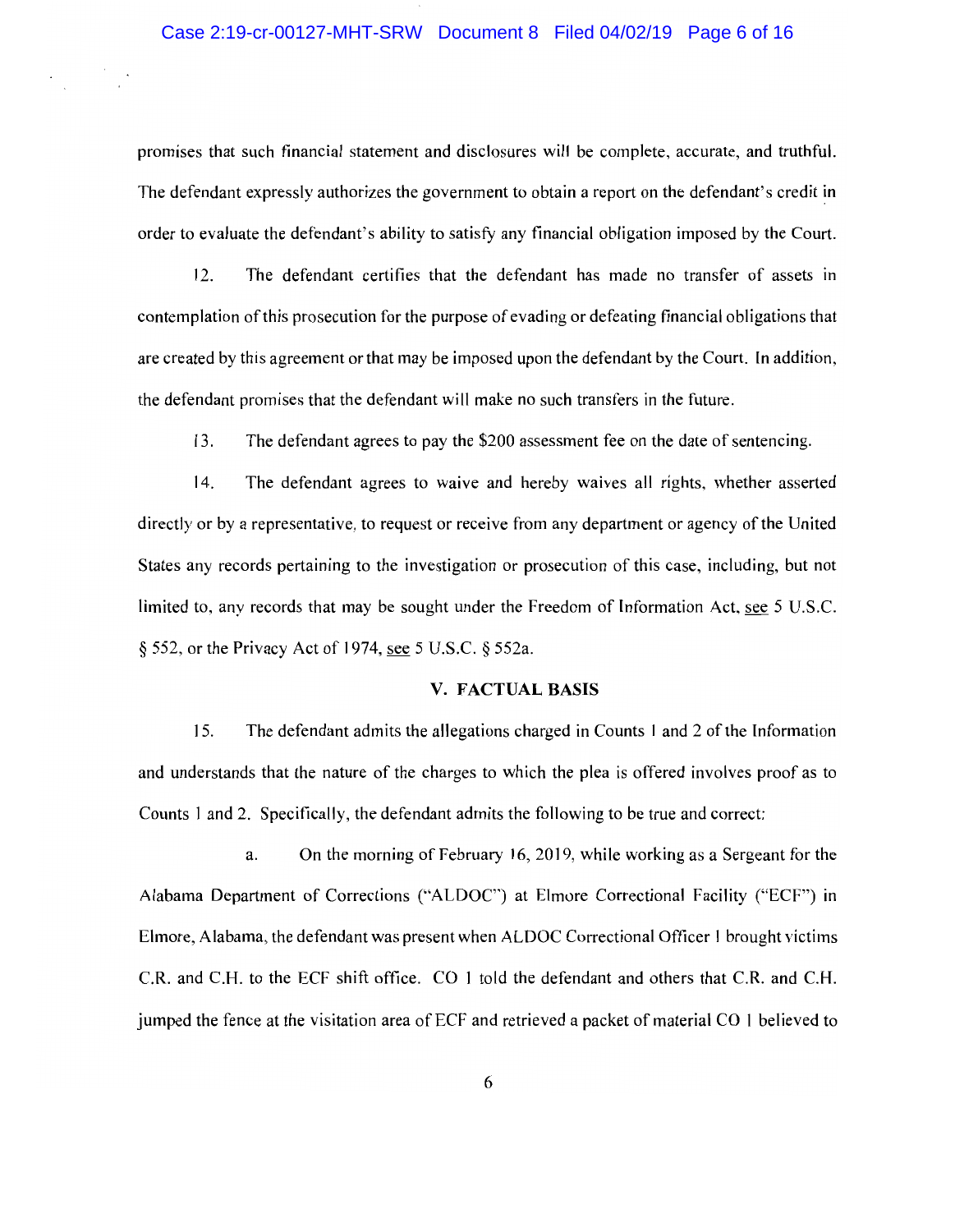promises that such financial statement and disclosures will be complete, accurate, and truthful. The defendant expressly authorizes the government to obtain a report on the defendant's credit in order to evaluate the defendant's ability to satisfy any financial obligation imposed by the Court.

12. The defendant certifies that the defendant has made no transfer of assets in contemplation of this prosecution for the purpose of evading or defeating financial obligations that are created by this agreement or that may be imposed upon the defendant by the Court. In addition, the defendant promises that the defendant will make no such transfers in the future.

13. The defendant agrees to pay the $200 assessment fee on the date of sentencing.

14. The defendant agrees to waive and hereby waives all rights, whether asserted directly or by a representative, to request or receive from any department or agency of the United States any records pertaining to the investigation or prosecution of this case, including, but not limited to, any records that may be sought under the Freedom of Information Act, see 5 U.S.C. § 552, or the Privacy Act of 1974, see 5 U.S.C. § 552a.

## V. FACTUAL BASIS

15. The defendant admits the allegations charged in Counts 1 and 2 of the Information and understands that the nature of the charges to which the plea is offered involves proof as to Counts 1 and 2. Specifically, the defendant admits the following to be true and correct:

a. On the morning of February 16, 2019, while working as a Sergeant for the Alabama Department of Corrections ("ALDOC") at Elmore Correctional Facility ("ECF") in Elmore, Alabama, the defendant was present when ALDOC Correctional Officer 1 brought victims C.R. and C.H. to the ECF shift office. CO 1 told the defendant and others that C.R. and C.H. jumped the fence at the visitation area of ECF and retrieved a packet of material CO 1 believed to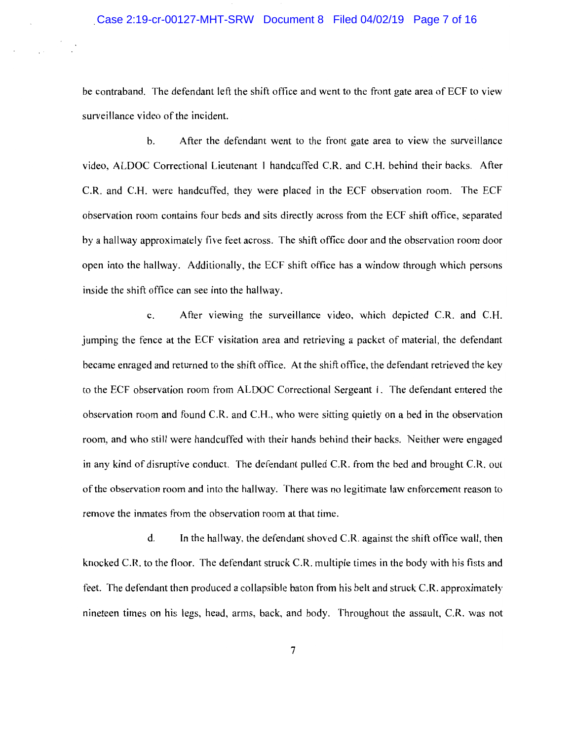be contraband. The defendant left the shift office and went to the front gate area of ECF to view surveillance video of the incident.

b. After the defendant went to the front gate area to view the surveillance video, ALDOC Correctional Lieutenant 1 handcuffed C.R. and C.H. behind their backs. After C.R. and C.H. were handcuffed, they were placed in the ECF observation room. The ECF observation room contains four beds and sits directly across from the ECF shift office, separated by a hallway approximately five feet across. The shift office door and the observation room door open into the hallway. Additionally, the ECF shift office has a window through which persons inside the shift office can see into the hallway.

c. After viewing the surveillance video, which depicted C.R. and C.H. jumping the fence at the ECF visitation area and retrieving a packet of material, the defendant became enraged and returned to the shift office. At the shift office, the defendant retrieved the key to the ECF observation room from ALDOC Correctional Sergeant 1. The defendant entered the observation room and found C.R. and C.H., who were sitting quietly on a bed in the observation room, and who still were handcuffed with their hands behind their backs. Neither were engaged in any kind of disruptive conduct. The defendant pulled C.R. from the bed and brought C.R. out of the observation room and into the hallway. There was no legitimate law enforcement reason to remove the inmates from the observation room at that time.

d. In the hallway, the defendant shoved C.R. against the shift office wall, then knocked C.R. to the floor. The defendant struck C.R. multiple times in the body with his fists and feet. The defendant then produced a collapsible baton from his belt and struck C.R. approximately nineteen times on his legs, head, arms, back, and body. Throughout the assault, C.R. was not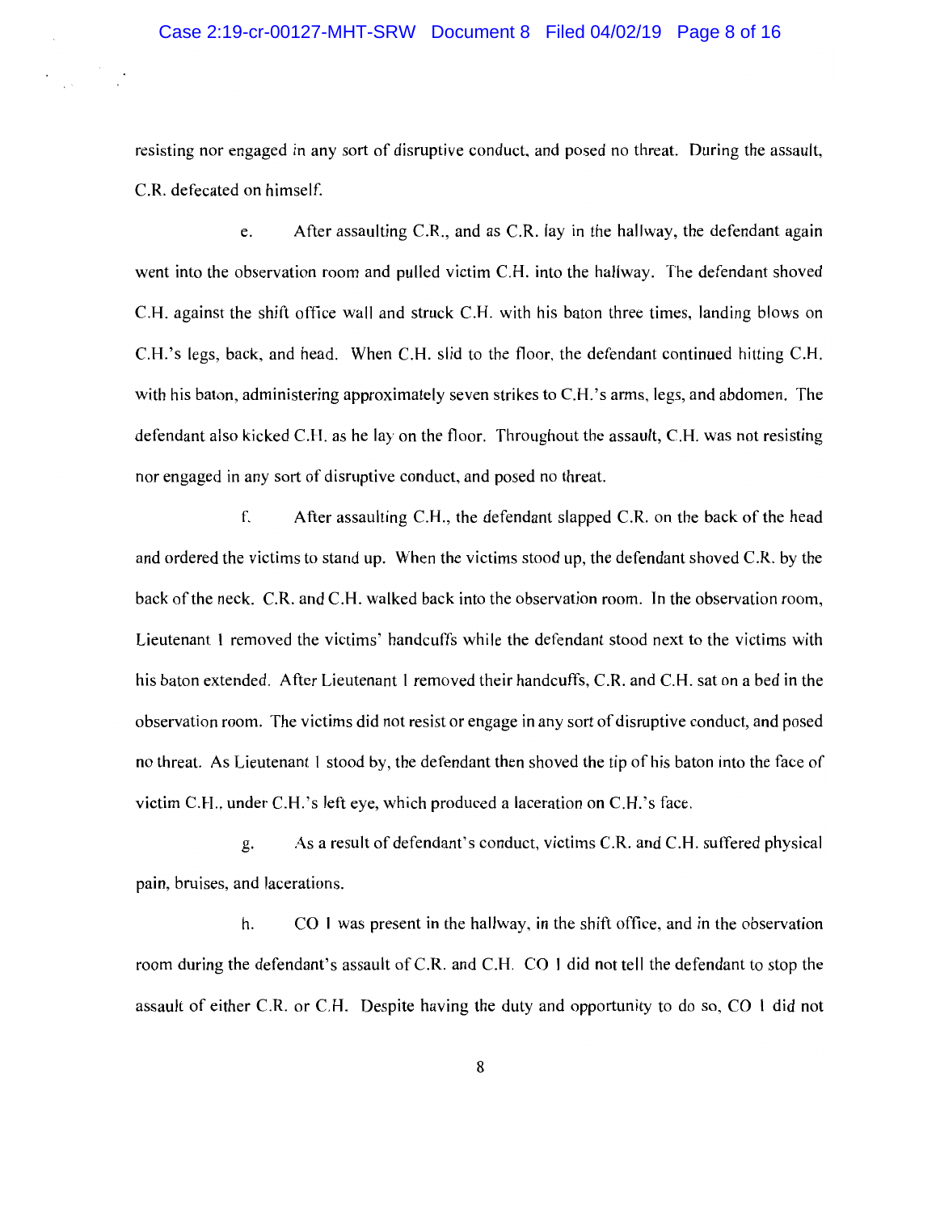resisting nor engaged in any sort of disruptive conduct, and posed no threat. During the assault, C.R. defecated on himself.

e. After assaulting C.R., and as C.R. lay in the hallway, the defendant again went into the observation room and pulled victim C.H. into the hallway. The defendant shoved C.H. against the shift office wall and struck C.H. with his baton three times, landing blows on C.H.'s legs, back, and head. When C.H. slid to the floor, the defendant continued hitting C.H. with his baton, administering approximately seven strikes to C.H.'s arms, legs, and abdomen. The defendant also kicked C.H. as he lay on the floor. Throughout the assault, C.H. was not resisting nor engaged in any sort of disruptive conduct, and posed no threat.

f. After assaulting C.H., the defendant slapped C.R. on the back of the head and ordered the victims to stand up. When the victims stood up, the defendant shoved C.R. by the back of the neck. C.R. and C.H. walked back into the observation room. In the observation room, Lieutenant 1 removed the victims' handcuffs while the defendant stood next to the victims with his baton extended. After Lieutenant 1 removed their handcuffs, C.R. and C.H. sat on a bed in the observation room. The victims did not resist or engage in any sort of disruptive conduct, and posed no threat. As Lieutenant 1 stood by, the defendant then shoved the tip of his baton into the face of victim C.H., under C.H.'s left eye, which produced a laceration on C.H.'s face.

g. As a result of defendant's conduct, victims C.R. and C.H. suffered physical pain, bruises, and lacerations.

h. CO 1 was present in the hallway, in the shift office, and in the observation room during the defendant's assault of C.R. and C.H. CO 1 did not tell the defendant to stop the assault of either C.R. or C.H. Despite having the duty and opportunity to do so, CO 1 did not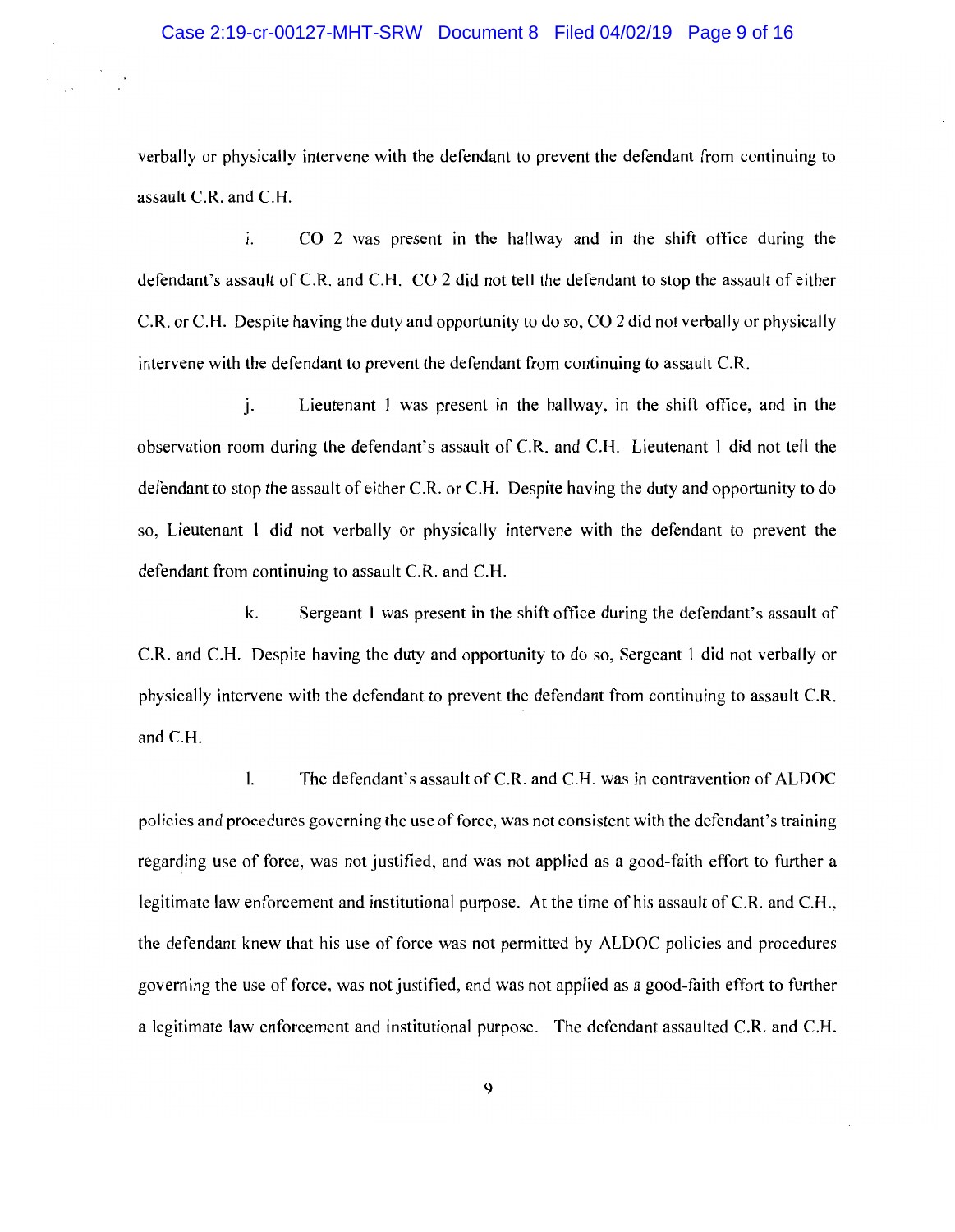verbally or physically intervene with the defendant to prevent the defendant from continuing to assault C.R. and C.H.

i. CO 2 was present in the hallway and in the shift office during the defendant's assault of C.R. and C.H. CO 2 did not tell the defendant to stop the assault of either C.R. or C.H. Despite having the duty and opportunity to do so, CO 2 did not verbally or physically intervene with the defendant to prevent the defendant from continuing to assault C.R.

j. Lieutenant 1 was present in the hallway, in the shift office, and in the observation room during the defendant's assault of C.R. and C.H. Lieutenant 1 did not tell the defendant to stop the assault of either C.R. or C.H. Despite having the duty and opportunity to do so, Lieutenant 1 did not verbally or physically intervene with the defendant to prevent the defendant from continuing to assault C.R. and C.H.

k. Sergeant 1 was present in the shift office during the defendant's assault of C.R. and C.H. Despite having the duty and opportunity to do so, Sergeant 1 did not verbally or physically intervene with the defendant to prevent the defendant from continuing to assault C.R. and C.H.

l. The defendant's assault of C.R. and C.H. was in contravention of ALDOC policies and procedures governing the use of force, was not consistent with the defendant's training regarding use of force, was not justified, and was not applied as a good-faith effort to further a legitimate law enforcement and institutional purpose. At the time of his assault of C.R. and C.H., the defendant knew that his use of force was not permitted by ALDOC policies and procedures governing the use of force, was not justified, and was not applied as a good-faith effort to further a legitimate law enforcement and institutional purpose. The defendant assaulted C.R. and C.H.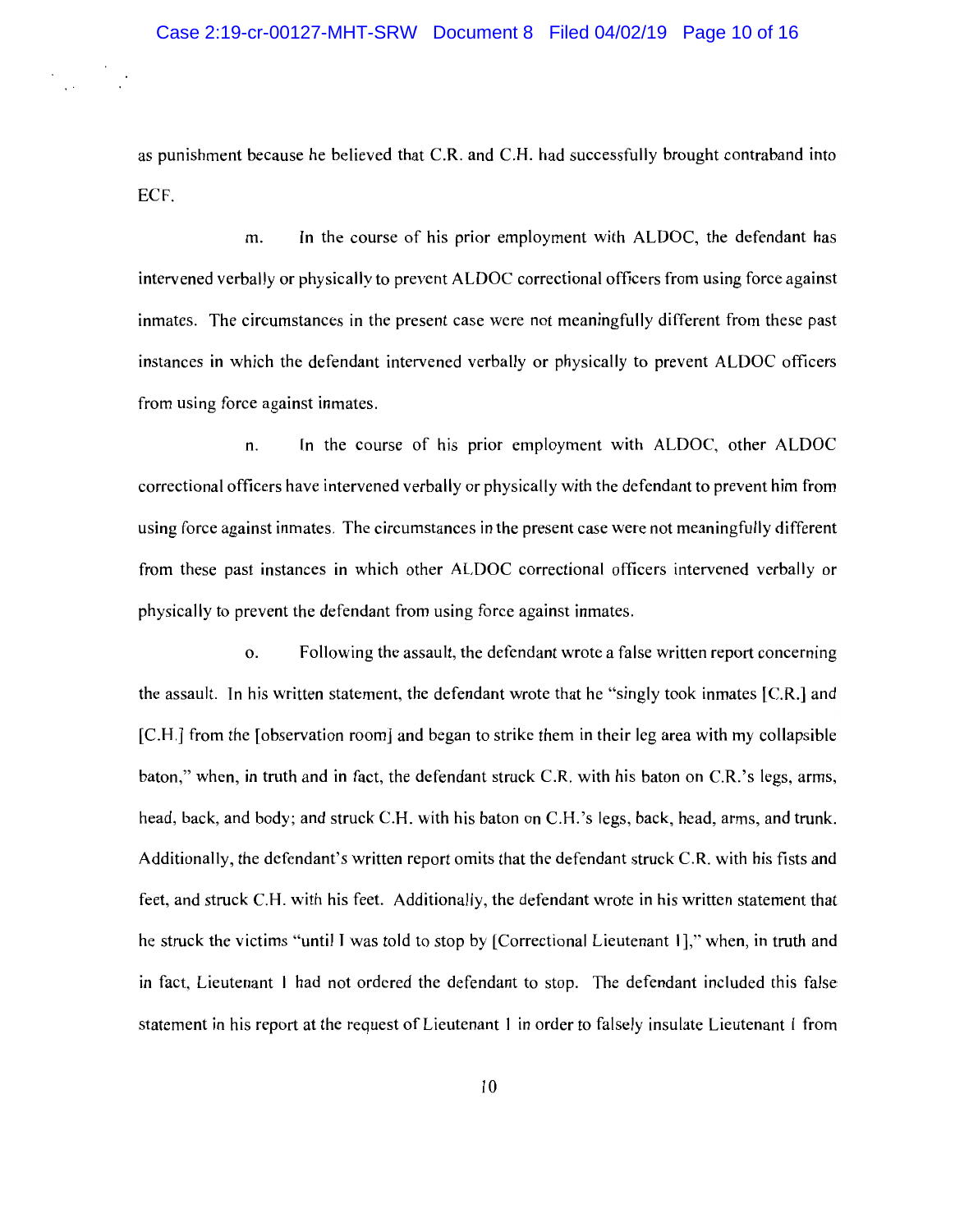as punishment because he believed that C.R. and C.H. had successfully brought contraband into ECF.

m. In the course of his prior employment with ALDOC, the defendant has intervened verbally or physically to prevent ALDOC correctional officers from using force against inmates. The circumstances in the present case were not meaningfully different from these past instances in which the defendant intervened verbally or physically to prevent ALDOC officers from using force against inmates.

n. In the course of his prior employment with ALDOC, other ALDOC correctional officers have intervened verbally or physically with the defendant to prevent him from using force against inmates. The circumstances in the present case were not meaningfully different from these past instances in which other ALDOC correctional officers intervened verbally or physically to prevent the defendant from using force against inmates.

o. Following the assault, the defendant wrote a false written report concerning the assault. In his written statement, the defendant wrote that he "singly took inmates [C.R.] and [C.H.] from the [observation room] and began to strike them in their leg area with my collapsible baton," when, in truth and in fact, the defendant struck C.R. with his baton on C.R.'s legs, arms, head, back, and body; and struck C.H. with his baton on C.H.'s legs, back, head, arms, and trunk. Additionally, the defendant's written report omits that the defendant struck C.R. with his fists and feet, and struck C.H. with his feet. Additionally, the defendant wrote in his written statement that he struck the victims "until I was told to stop by [Correctional Lieutenant 1]," when, in truth and in fact, Lieutenant 1 had not ordered the defendant to stop. The defendant included this false statement in his report at the request of Lieutenant 1 in order to falsely insulate Lieutenant 1 from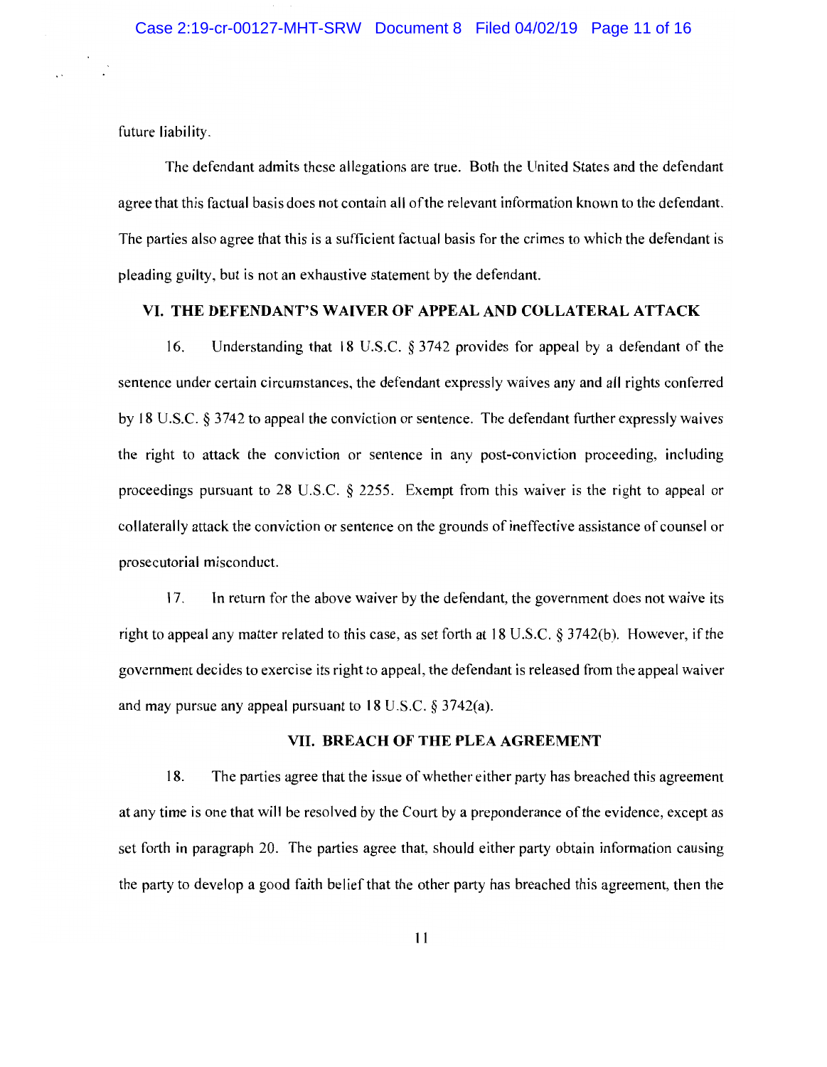future liability.

The defendant admits these allegations are true. Both the United States and the defendant agree that this factual basis does not contain all of the relevant information known to the defendant. The parties also agree that this is a sufficient factual basis for the crimes to which the defendant is pleading guilty, but is not an exhaustive statement by the defendant.

## VI. THE DEFENDANT'S WAIVER OF APPEAL AND COLLATERAL ATTACK

16. Understanding that 18 U.S.C. § 3742 provides for appeal by a defendant of the sentence under certain circumstances, the defendant expressly waives any and all rights conferred by 18 U.S.C. § 3742 to appeal the conviction or sentence. The defendant further expressly waives the right to attack the conviction or sentence in any post-conviction proceeding, including proceedings pursuant to 28 U.S.C. § 2255. Exempt from this waiver is the right to appeal or collaterally attack the conviction or sentence on the grounds of ineffective assistance of counsel or prosecutorial misconduct.

17. In return for the above waiver by the defendant, the government does not waive its right to appeal any matter related to this case, as set forth at 18 U.S.C. § 3742(b). However, if the government decides to exercise its right to appeal, the defendant is released from the appeal waiver and may pursue any appeal pursuant to 18 U.S.C. § 3742(a).

## VII. BREACH OF THE PLEA AGREEMENT

18. The parties agree that the issue of whether either party has breached this agreement at any time is one that will be resolved by the Court by a preponderance of the evidence, except as set forth in paragraph 20. The parties agree that, should either party obtain information causing the party to develop a good faith belief that the other party has breached this agreement, then the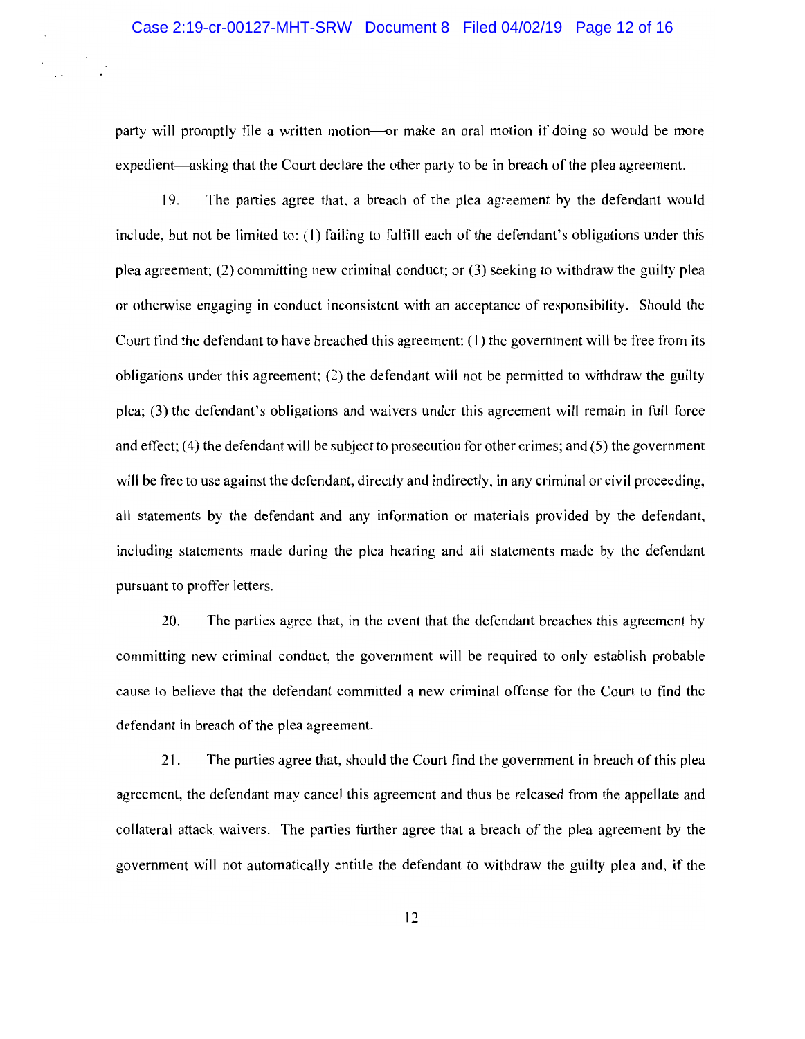party will promptly file a written motion—or make an oral motion if doing so would be more expedient—asking that the Court declare the other party to be in breach of the plea agreement.

19. The parties agree that, a breach of the plea agreement by the defendant would include, but not be limited to: (1) failing to fulfill each of the defendant's obligations under this plea agreement; (2) committing new criminal conduct; or (3) seeking to withdraw the guilty plea or otherwise engaging in conduct inconsistent with an acceptance of responsibility. Should the Court find the defendant to have breached this agreement: (1) the government will be free from its obligations under this agreement; (2) the defendant will not be permitted to withdraw the guilty plea; (3) the defendant's obligations and waivers under this agreement will remain in full force and effect; (4) the defendant will be subject to prosecution for other crimes; and (5) the government will be free to use against the defendant, directly and indirectly, in any criminal or civil proceeding, all statements by the defendant and any information or materials provided by the defendant, including statements made during the plea hearing and all statements made by the defendant pursuant to proffer letters.

20. The parties agree that, in the event that the defendant breaches this agreement by committing new criminal conduct, the government will be required to only establish probable cause to believe that the defendant committed a new criminal offense for the Court to find the defendant in breach of the plea agreement.

21. The parties agree that, should the Court find the government in breach of this plea agreement, the defendant may cancel this agreement and thus be released from the appellate and collateral attack waivers. The parties further agree that a breach of the plea agreement by the government will not automatically entitle the defendant to withdraw the guilty plea and, if the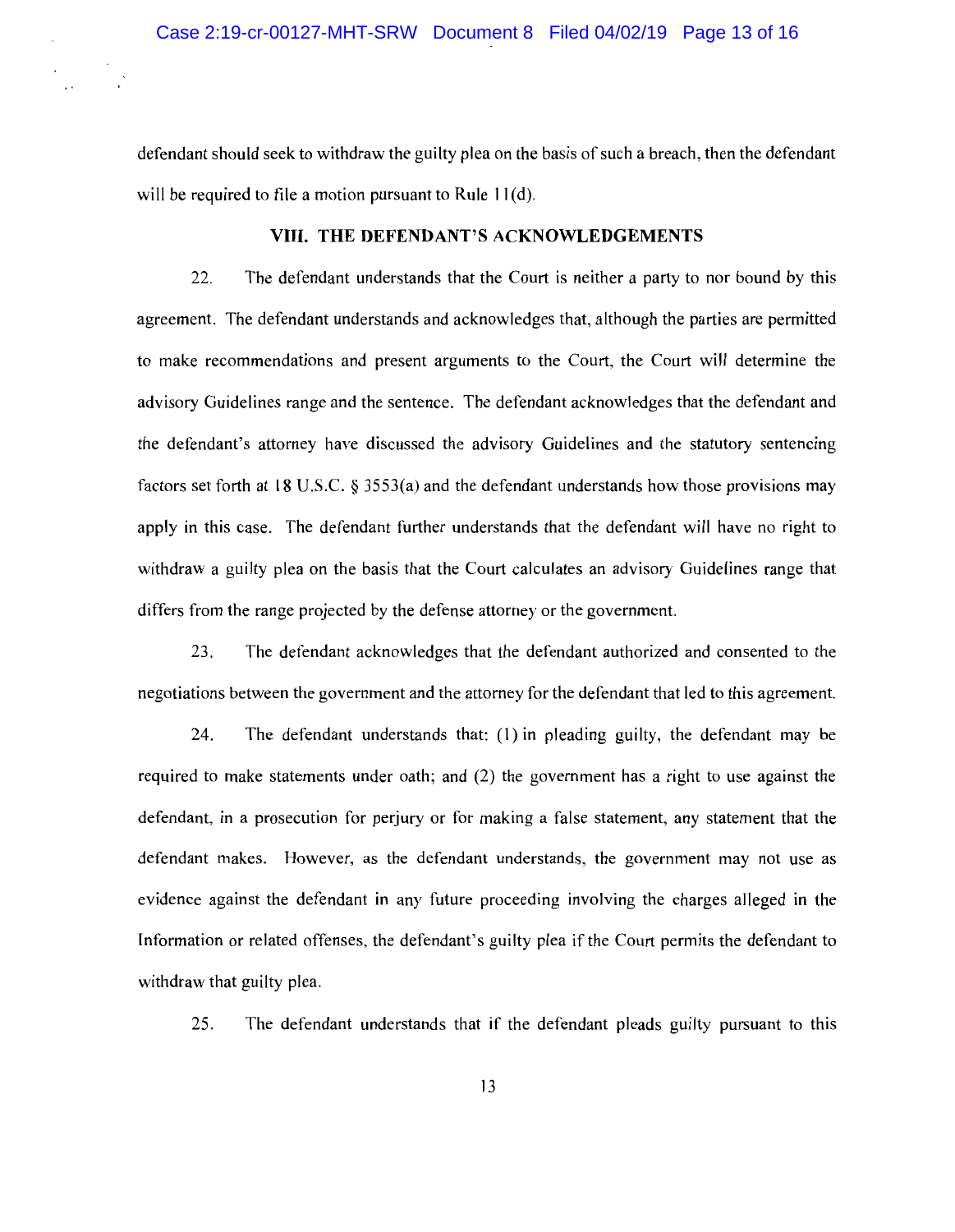defendant should seek to withdraw the guilty plea on the basis of such a breach, then the defendant will be required to file a motion pursuant to Rule 11(d).

## VIII. THE DEFENDANT'S ACKNOWLEDGEMENTS

22. The defendant understands that the Court is neither a party to nor bound by this agreement. The defendant understands and acknowledges that, although the parties are permitted to make recommendations and present arguments to the Court, the Court will determine the advisory Guidelines range and the sentence. The defendant acknowledges that the defendant and the defendant's attorney have discussed the advisory Guidelines and the statutory sentencing factors set forth at 18 U.S.C. § 3553(a) and the defendant understands how those provisions may apply in this case. The defendant further understands that the defendant will have no right to withdraw a guilty plea on the basis that the Court calculates an advisory Guidelines range that differs from the range projected by the defense attorney or the government.

23. The defendant acknowledges that the defendant authorized and consented to the negotiations between the government and the attorney for the defendant that led to this agreement.

24. The defendant understands that: (1) in pleading guilty, the defendant may be required to make statements under oath; and (2) the government has a right to use against the defendant, in a prosecution for perjury or for making a false statement, any statement that the defendant makes. However, as the defendant understands, the government may not use as evidence against the defendant in any future proceeding involving the charges alleged in the Information or related offenses, the defendant's guilty plea if the Court permits the defendant to withdraw that guilty plea.

25. The defendant understands that if the defendant pleads guilty pursuant to this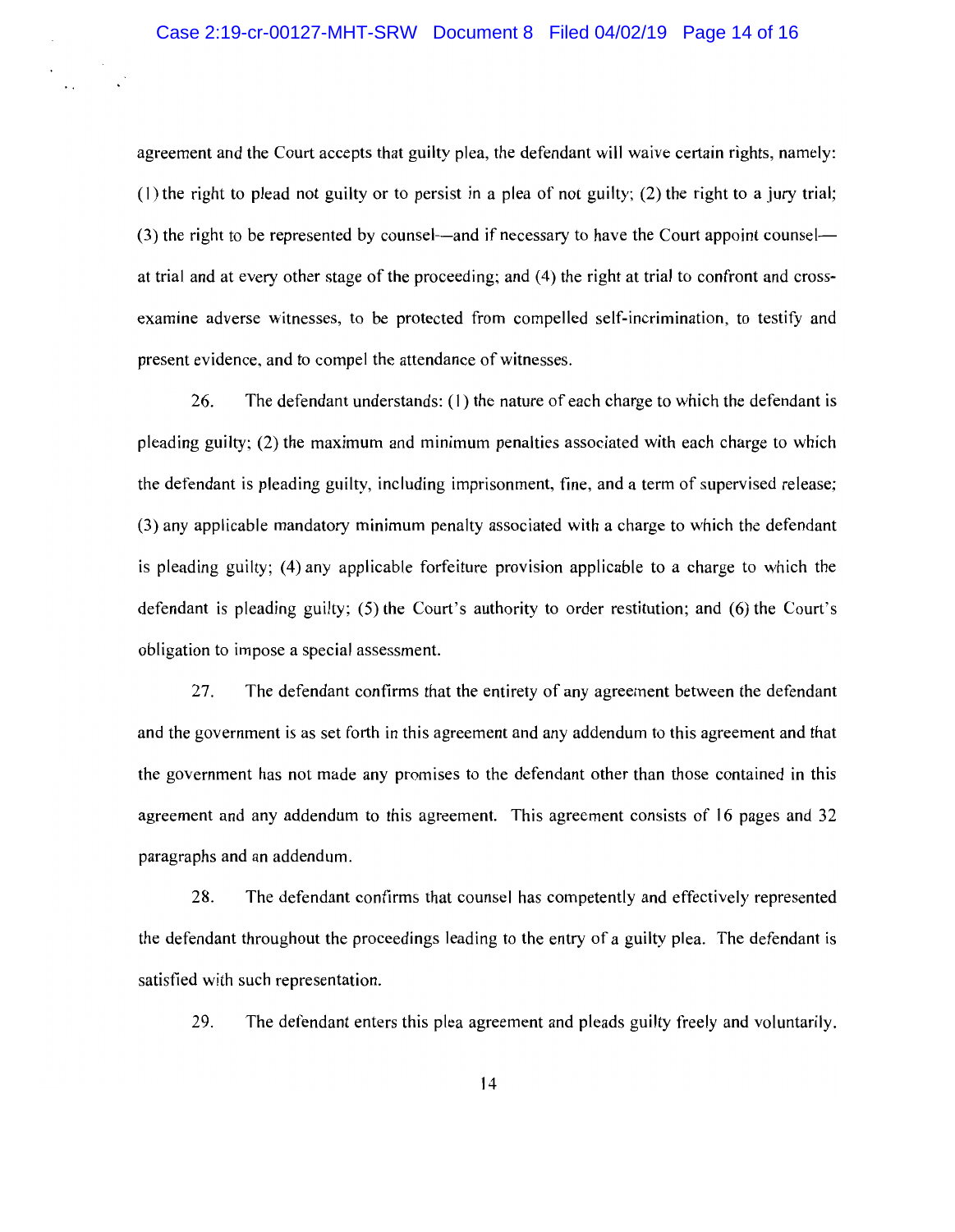agreement and the Court accepts that guilty plea, the defendant will waive certain rights, namely: (1) the right to plead not guilty or to persist in a plea of not guilty; (2) the right to a jury trial; (3) the right to be represented by counsel—and if necessary to have the Court appoint counsel—at trial and at every other stage of the proceeding; and (4) the right at trial to confront and cross-examine adverse witnesses, to be protected from compelled self-incrimination, to testify and present evidence, and to compel the attendance of witnesses.

26. The defendant understands: (1) the nature of each charge to which the defendant is pleading guilty; (2) the maximum and minimum penalties associated with each charge to which the defendant is pleading guilty, including imprisonment, fine, and a term of supervised release; (3) any applicable mandatory minimum penalty associated with a charge to which the defendant is pleading guilty; (4) any applicable forfeiture provision applicable to a charge to which the defendant is pleading guilty; (5) the Court's authority to order restitution; and (6) the Court's obligation to impose a special assessment.

27. The defendant confirms that the entirety of any agreement between the defendant and the government is as set forth in this agreement and any addendum to this agreement and that the government has not made any promises to the defendant other than those contained in this agreement and any addendum to this agreement. This agreement consists of 16 pages and 32 paragraphs and an addendum.

28. The defendant confirms that counsel has competently and effectively represented the defendant throughout the proceedings leading to the entry of a guilty plea. The defendant is satisfied with such representation.

29. The defendant enters this plea agreement and pleads guilty freely and voluntarily.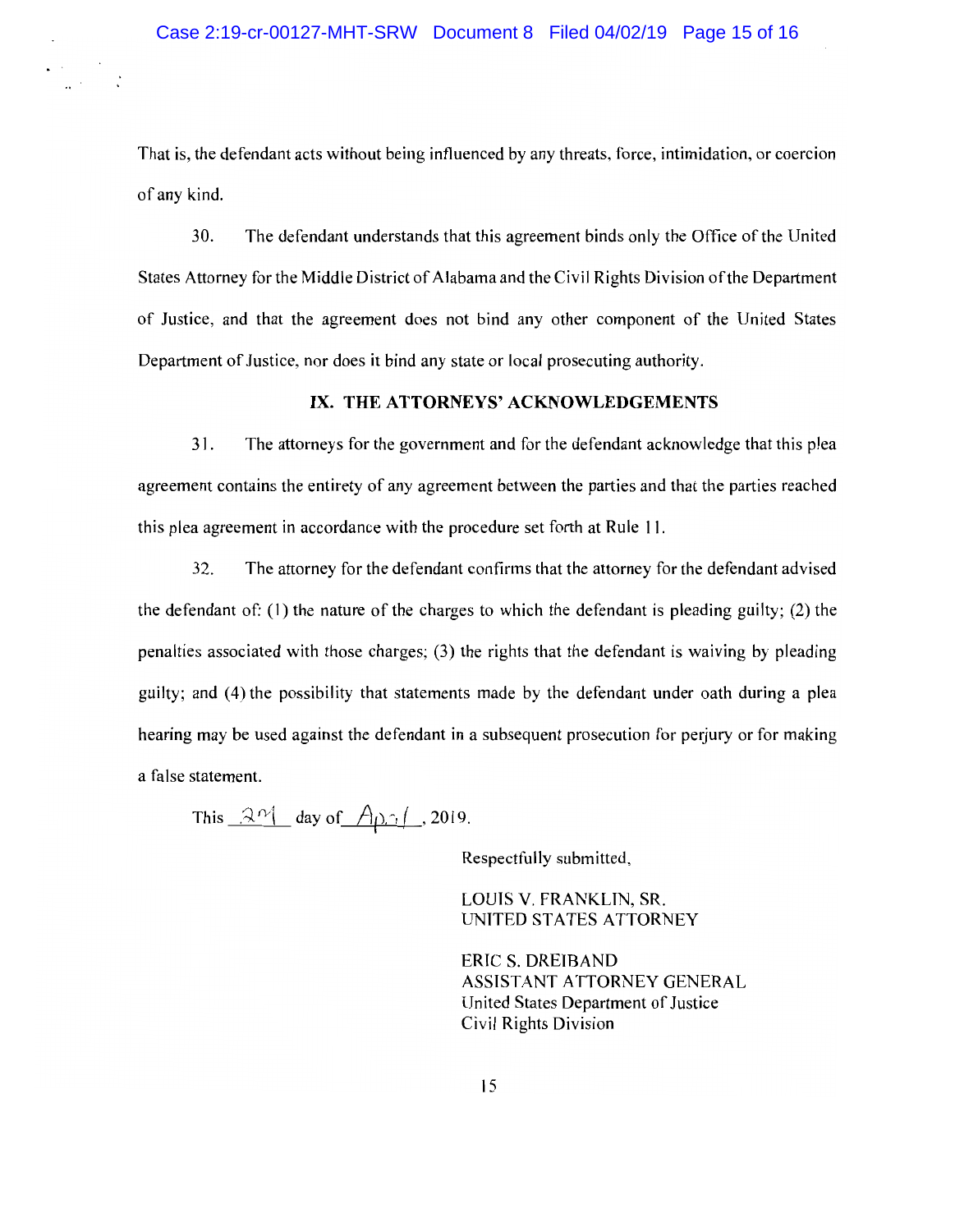That is, the defendant acts without being influenced by any threats, force, intimidation, or coercion of any kind.

30. The defendant understands that this agreement binds only the Office of the United States Attorney for the Middle District of Alabama and the Civil Rights Division of the Department of Justice, and that the agreement does not bind any other component of the United States Department of Justice, nor does it bind any state or local prosecuting authority.

## IX. THE ATTORNEYS' ACKNOWLEDGEMENTS

31. The attorneys for the government and for the defendant acknowledge that this plea agreement contains the entirety of any agreement between the parties and that the parties reached this plea agreement in accordance with the procedure set forth at Rule 11.

32. The attorney for the defendant confirms that the attorney for the defendant advised the defendant of: (1) the nature of the charges to which the defendant is pleading guilty; (2) the penalties associated with those charges; (3) the rights that the defendant is waiving by pleading guilty; and (4) the possibility that statements made by the defendant under oath during a plea hearing may be used against the defendant in a subsequent prosecution for perjury or for making a false statement.

This 2nd day of April, 2019.

Respectfully submitted,

LOUIS V. FRANKLIN, SR.
UNITED STATES ATTORNEY

ERIC S. DREIBAND
ASSISTANT ATTORNEY GENERAL
United States Department of Justice
Civil Rights Division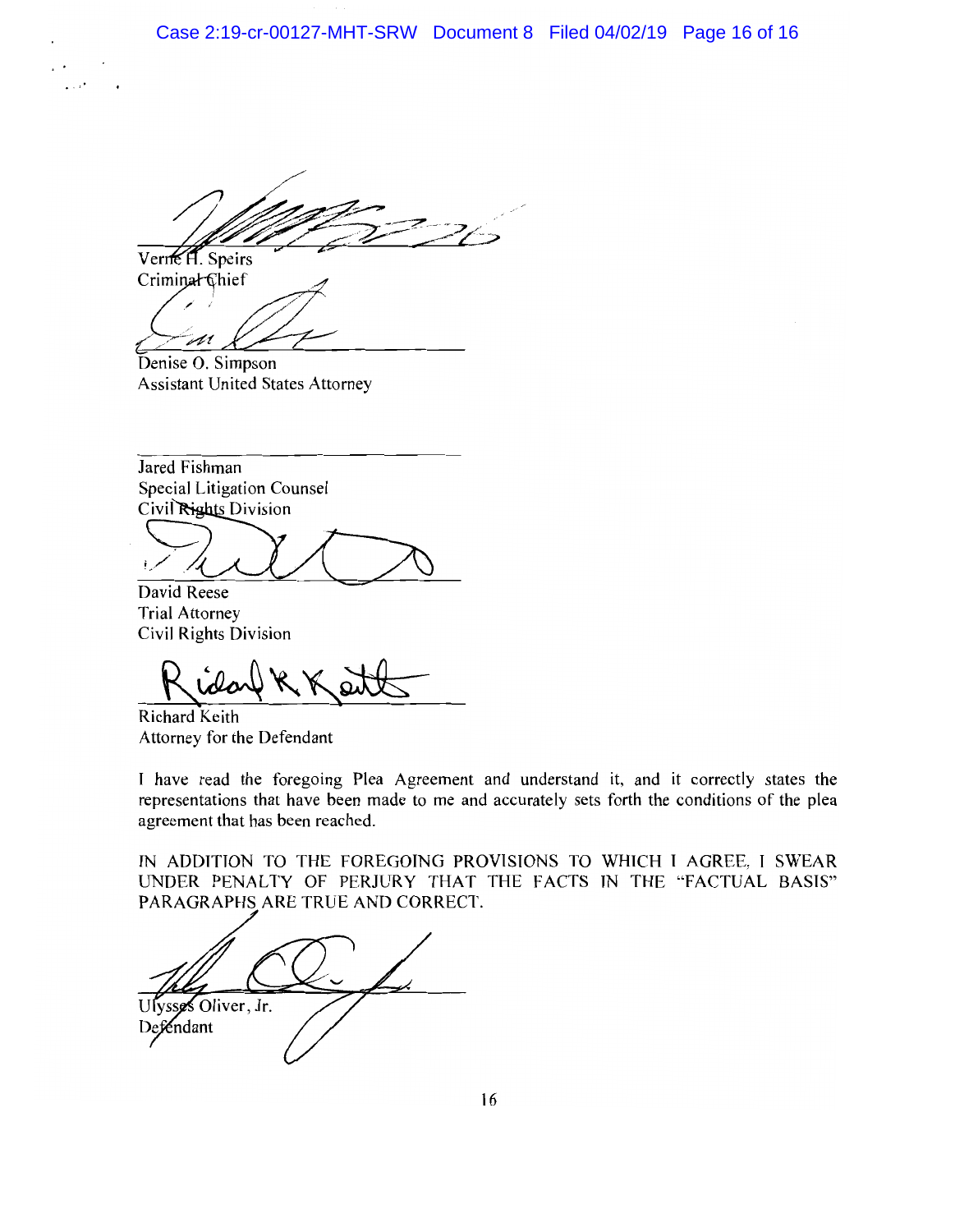Verne H. Speirs
Criminal Chief

Denise O. Simpson
Assistant United States Attorney

Jared Fishman
Special Litigation Counsel
Civil Rights Division

David Reese
Trial Attorney
Civil Rights Division

Richard Keith
Attorney for the Defendant

I have read the foregoing Plea Agreement and understand it, and it correctly states the representations that have been made to me and accurately sets forth the conditions of the plea agreement that has been reached.

IN ADDITION TO THE FOREGOING PROVISIONS TO WHICH I AGREE, I SWEAR UNDER PENALTY OF PERJURY THAT THE FACTS IN THE "FACTUAL BASIS" PARAGRAPHS ARE TRUE AND CORRECT.

Ulysses Oliver, Jr.
Defendant